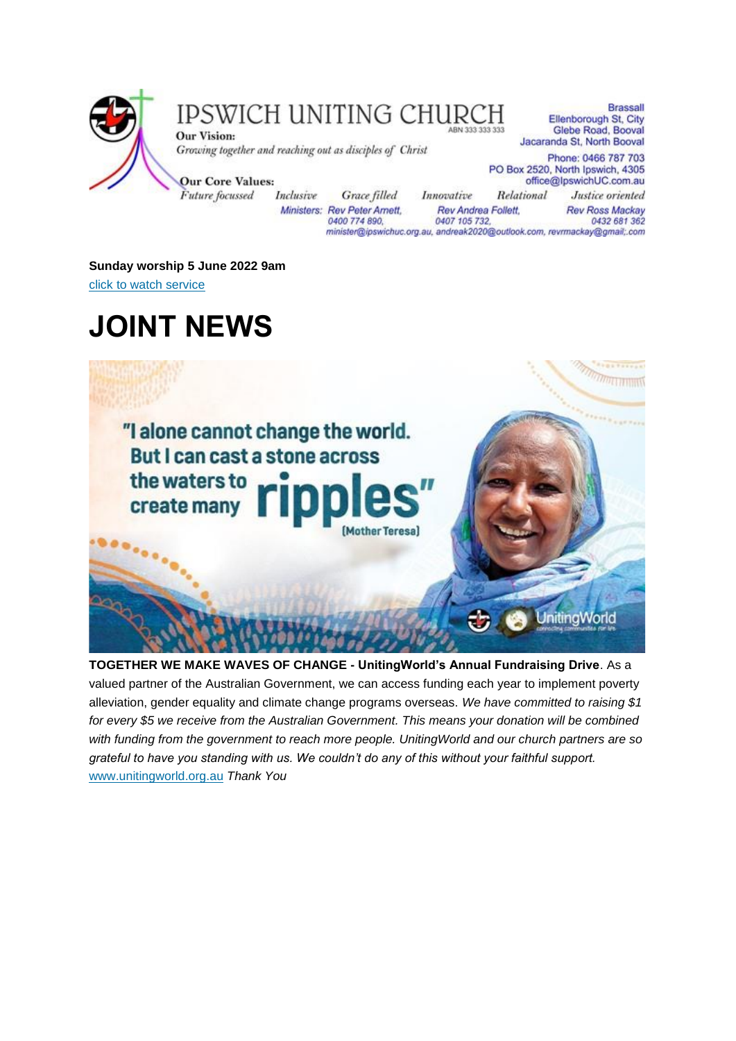# IPSWICH UNITING CHURCH

ABN 333 333 333

**Our Vision:**
*Growing together and reaching out as disciples of Christ*

**Our Core Values:**
*Future focussed   Inclusive   Grace filled   Innovative   Relational   Justice oriented*

Brassall
Ellenborough St, City
Glebe Road, Booval
Jacaranda St, North Booval

Phone: 0466 787 703
PO Box 2520, North Ipswich, 4305
office@IpswichUC.com.au

Ministers: Rev Peter Arnett, 0400 774 890, Rev Andrea Follett, 0407 105 732, Rev Ross Mackay 0432 681 362
minister@ipswichuc.org.au, andreak2020@outlook.com, revrmackay@gmail;.com

**Sunday worship 5 June 2022 9am**
[click to watch service]

# JOINT NEWS

"I alone cannot change the world. But I can cast a stone across the waters to create many ripples" (Mother Teresa)

UnitingWorld

**TOGETHER WE MAKE WAVES OF CHANGE - UnitingWorld's Annual Fundraising Drive**. As a valued partner of the Australian Government, we can access funding each year to implement poverty alleviation, gender equality and climate change programs overseas. *We have committed to raising $1 for every $5 we receive from the Australian Government. This means your donation will be combined with funding from the government to reach more people. UnitingWorld and our church partners are so grateful to have you standing with us. We couldn't do any of this without your faithful support.* [www.unitingworld.org.au] *Thank You*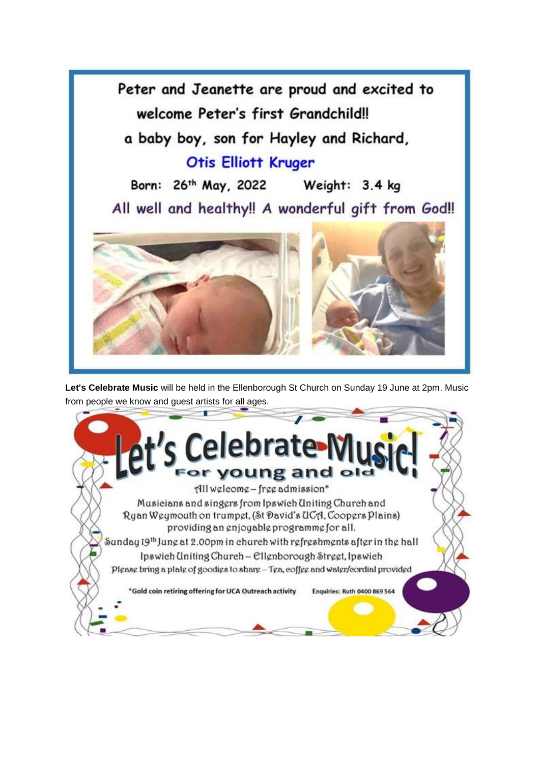Peter and Jeanette are proud and excited to welcome Peter's first Grandchild!!

a baby boy, son for Hayley and Richard,

**Otis Elliott Kruger**

Born: 26th May, 2022 Weight: 3.4 kg

All well and healthy!! A wonderful gift from God!!

**Let's Celebrate Music** will be held in the Ellenborough St Church on Sunday 19 June at 2pm. Music from people we know and guest artists for all ages.

# Let's Celebrate Music!

## For young and old

All welcome – free admission*

Musicians and singers from Ipswich Uniting Church and Ryan Weymouth on trumpet, (St David's UCA, Coopers Plains) providing an enjoyable programme for all.

Sunday 19th June at 2.00pm in church with refreshments after in the hall

Ipswich Uniting Church – Ellenborough Street, Ipswich

Please bring a plate of goodies to share – Tea, coffee and water/cordial provided

*Gold coin retiring offering for UCA Outreach activity

Enquiries: Ruth 0400 869 564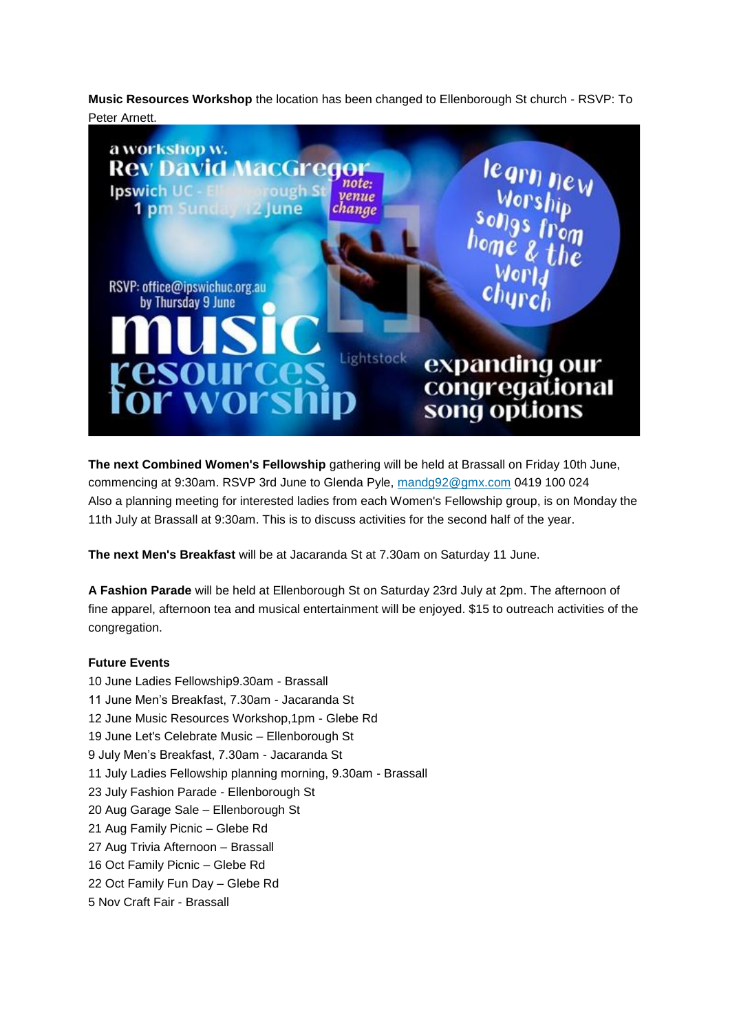**Music Resources Workshop** the location has been changed to Ellenborough St church - RSVP: To Peter Arnett.

a workshop w.
Rev David MacGregor
Ipswich UC - Ellenborough St
1 pm Sunday 12 June

*note: venue change*

learn new worship songs from home & the world church

RSVP: office@ipswichuc.org.au
by Thursday 9 June

music resources for worship

Lightstock

expanding our congregational song options

**The next Combined Women's Fellowship** gathering will be held at Brassall on Friday 10th June, commencing at 9:30am. RSVP 3rd June to Glenda Pyle, mandg92@gmx.com 0419 100 024
Also a planning meeting for interested ladies from each Women's Fellowship group, is on Monday the 11th July at Brassall at 9:30am. This is to discuss activities for the second half of the year.

**The next Men's Breakfast** will be at Jacaranda St at 7.30am on Saturday 11 June.

**A Fashion Parade** will be held at Ellenborough St on Saturday 23rd July at 2pm. The afternoon of fine apparel, afternoon tea and musical entertainment will be enjoyed. $15 to outreach activities of the congregation.

**Future Events**

10 June Ladies Fellowship9.30am - Brassall
11 June Men's Breakfast, 7.30am - Jacaranda St
12 June Music Resources Workshop,1pm - Glebe Rd
19 June Let's Celebrate Music – Ellenborough St
9 July Men's Breakfast, 7.30am - Jacaranda St
11 July Ladies Fellowship planning morning, 9.30am - Brassall
23 July Fashion Parade - Ellenborough St
20 Aug Garage Sale – Ellenborough St
21 Aug Family Picnic – Glebe Rd
27 Aug Trivia Afternoon – Brassall
16 Oct Family Picnic – Glebe Rd
22 Oct Family Fun Day – Glebe Rd
5 Nov Craft Fair - Brassall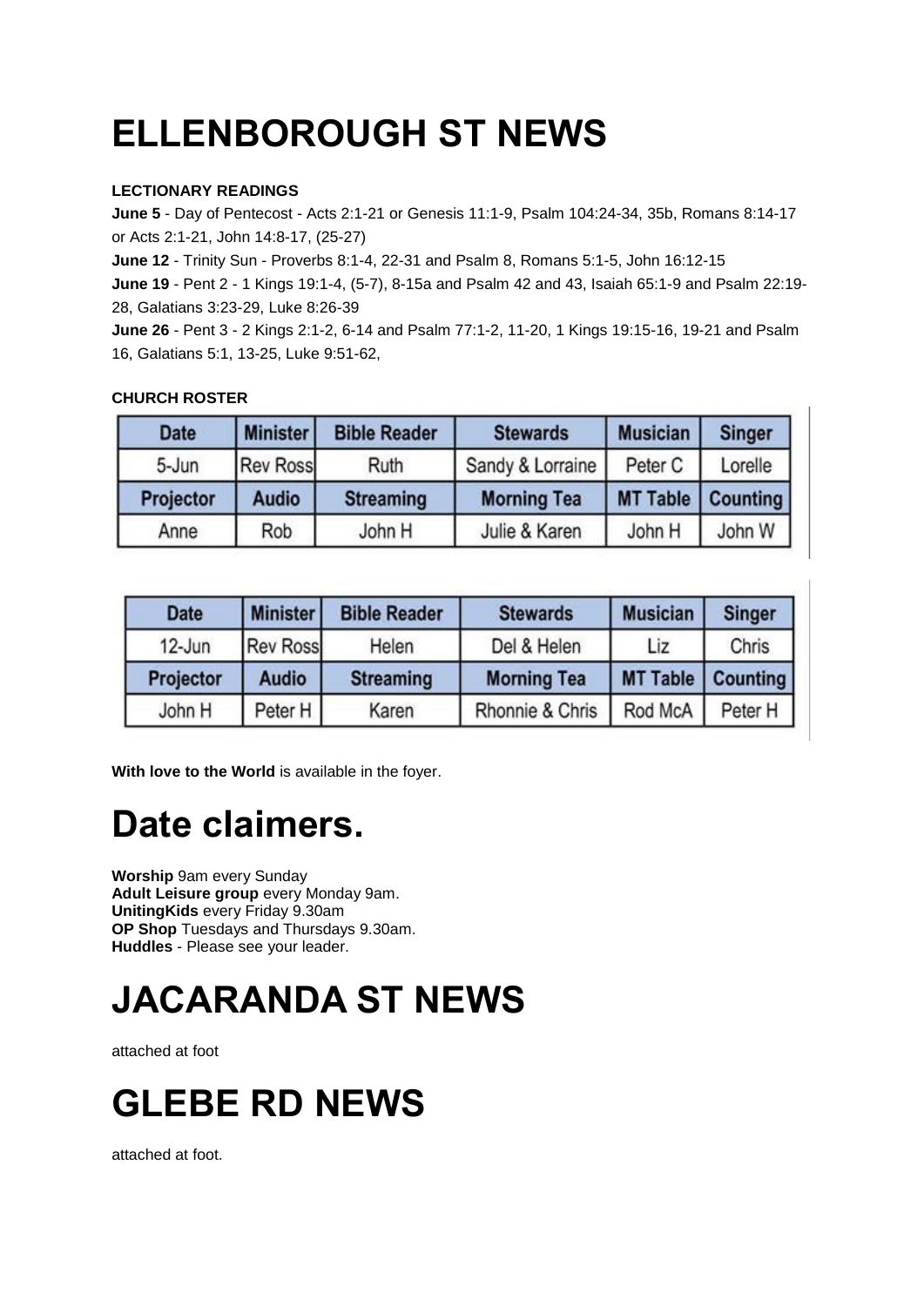# ELLENBOROUGH ST NEWS

**LECTIONARY READINGS**

**June 5** - Day of Pentecost - Acts 2:1-21 or Genesis 11:1-9, Psalm 104:24-34, 35b, Romans 8:14-17 or Acts 2:1-21, John 14:8-17, (25-27)

**June 12** - Trinity Sun - Proverbs 8:1-4, 22-31 and Psalm 8, Romans 5:1-5, John 16:12-15

**June 19** - Pent 2 - 1 Kings 19:1-4, (5-7), 8-15a and Psalm 42 and 43, Isaiah 65:1-9 and Psalm 22:19-28, Galatians 3:23-29, Luke 8:26-39

**June 26** - Pent 3 - 2 Kings 2:1-2, 6-14 and Psalm 77:1-2, 11-20, 1 Kings 19:15-16, 19-21 and Psalm 16, Galatians 5:1, 13-25, Luke 9:51-62,

**CHURCH ROSTER**

| Date | Minister | Bible Reader | Stewards | Musician | Singer |
|---|---|---|---|---|---|
| 5-Jun | Rev Ross | Ruth | Sandy & Lorraine | Peter C | Lorelle |
| **Projector** | **Audio** | **Streaming** | **Morning Tea** | **MT Table** | **Counting** |
| Anne | Rob | John H | Julie & Karen | John H | John W |

| Date | Minister | Bible Reader | Stewards | Musician | Singer |
|---|---|---|---|---|---|
| 12-Jun | Rev Ross | Helen | Del & Helen | Liz | Chris |
| **Projector** | **Audio** | **Streaming** | **Morning Tea** | **MT Table** | **Counting** |
| John H | Peter H | Karen | Rhonnie & Chris | Rod McA | Peter H |

**With love to the World** is available in the foyer.

# Date claimers.

**Worship** 9am every Sunday
**Adult Leisure group** every Monday 9am.
**UnitingKids** every Friday 9.30am
**OP Shop** Tuesdays and Thursdays 9.30am.
**Huddles** - Please see your leader.

# JACARANDA ST NEWS

attached at foot

# GLEBE RD NEWS

attached at foot.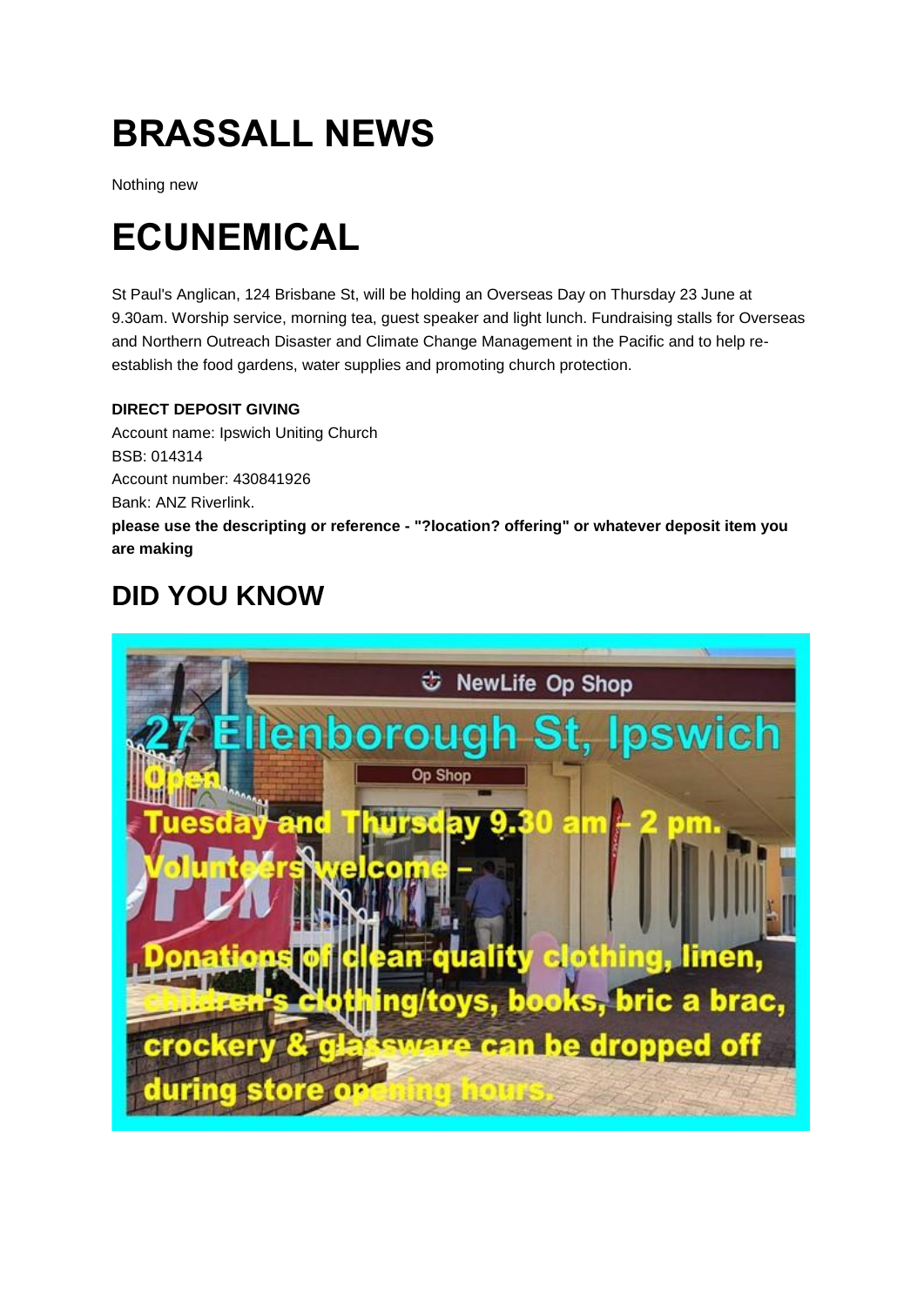# BRASSALL NEWS

Nothing new

# ECUNEMICAL

St Paul's Anglican, 124 Brisbane St, will be holding an Overseas Day on Thursday 23 June at 9.30am. Worship service, morning tea, guest speaker and light lunch. Fundraising stalls for Overseas and Northern Outreach Disaster and Climate Change Management in the Pacific and to help re-establish the food gardens, water supplies and promoting church protection.

**DIRECT DEPOSIT GIVING**
Account name: Ipswich Uniting Church
BSB: 014314
Account number: 430841926
Bank: ANZ Riverlink.
**please use the descripting or reference - "?location? offering" or whatever deposit item you are making**

## DID YOU KNOW

NewLife Op Shop

27 Ellenborough St, Ipswich

Open

Tuesday and Thursday 9.30 am – 2 pm.

Volunteers welcome –

Donations of clean quality clothing, linen, children's clothing/toys, books, bric a brac, crockery & glassware can be dropped off during store opening hours.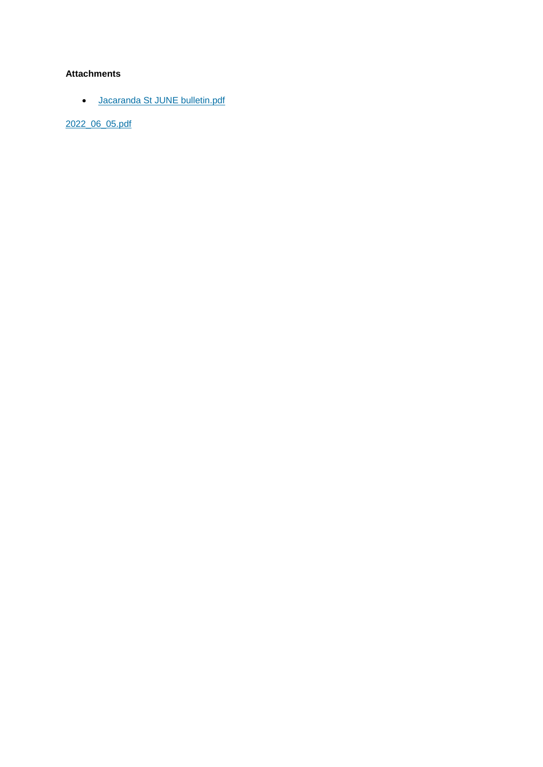**Attachments**

- Jacaranda St JUNE bulletin.pdf

2022_06_05.pdf